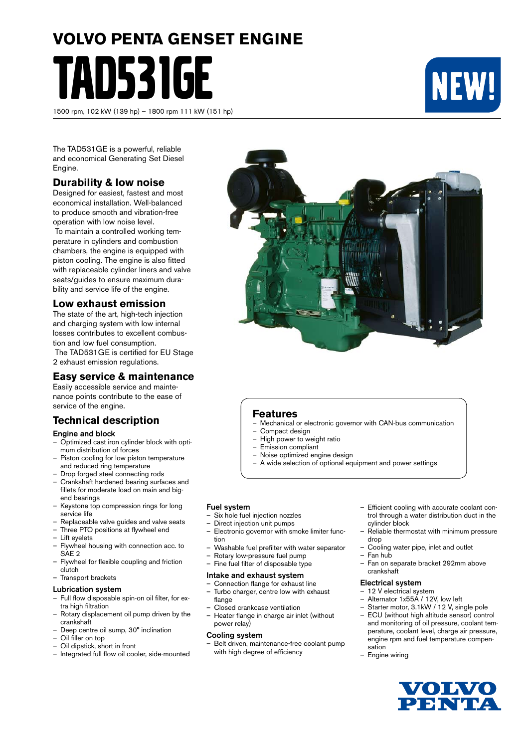# VOLVO PENTA GENSET ENGINE

# TAD531GE

NEW!

1500 rpm, 102 kW (139 hp) – 1800 rpm 111 kW (151 hp)

The TAD531GE is a powerful, reliable and economical Generating Set Diesel Engine.

## Durability & low noise

Designed for easiest, fastest and most economical installation. Well-balanced to produce smooth and vibration-free operation with low noise level.

To maintain a controlled working temperature in cylinders and combustion chambers, the engine is equipped with piston cooling. The engine is also fitted with replaceable cylinder liners and valve seats/guides to ensure maximum durability and service life of the engine.

## Low exhaust emission

The state of the art, high-tech injection and charging system with low internal losses contributes to excellent combustion and low fuel consumption.

The TAD531GE is certified for EU Stage 2 exhaust emission regulations.

## Easy service & maintenance

Easily accessible service and maintenance points contribute to the ease of service of the engine.

## Features

- Mechanical or electronic governor with CAN-bus communication
- Compact design
- High power to weight ratio
- Emission compliant
- Noise optimized engine design
- A wide selection of optional equipment and power settings

## Technical description

### Engine and block

- Optimized cast iron cylinder block with optimum distribution of forces
- Piston cooling for low piston temperature and reduced ring temperature
- Drop forged steel connecting rods
- Crankshaft hardened bearing surfaces and fillets for moderate load on main and big-end bearings
- Keystone top compression rings for long service life
- Replaceable valve guides and valve seats
- Three PTO positions at flywheel end
- Lift eyelets
- Flywheel housing with connection acc. to SAE 2
- Flywheel for flexible coupling and friction clutch
- Transport brackets

### Lubrication system

- Full flow disposable spin-on oil filter, for extra high filtration
- Rotary displacement oil pump driven by the crankshaft
- Deep centre oil sump, 30° inclination
- Oil filler on top
- Oil dipstick, short in front
- Integrated full flow oil cooler, side-mounted

### Fuel system

- Six hole fuel injection nozzles
- Direct injection unit pumps
- Electronic governor with smoke limiter function
- Washable fuel prefilter with water separator
- Rotary low-pressure fuel pump
- Fine fuel filter of disposable type

### Intake and exhaust system

- Connection flange for exhaust line
- Turbo charger, centre low with exhaust flange
- Closed crankcase ventilation
- Heater flange in charge air inlet (without power relay)

### Cooling system

- Belt driven, maintenance-free coolant pump with high degree of efficiency
- Efficient cooling with accurate coolant control through a water distribution duct in the cylinder block
- Reliable thermostat with minimum pressure drop
- Cooling water pipe, inlet and outlet
- Fan hub
- Fan on separate bracket 292mm above crankshaft

### Electrical system

- 12 V electrical system
- Alternator 1x55A / 12V, low left
- Starter motor, 3.1kW / 12 V, single pole
- ECU (without high altitude sensor) control and monitoring of oil pressure, coolant temperature, coolant level, charge air pressure, engine rpm and fuel temperature compensation
- Engine wiring

VOLVO PENTA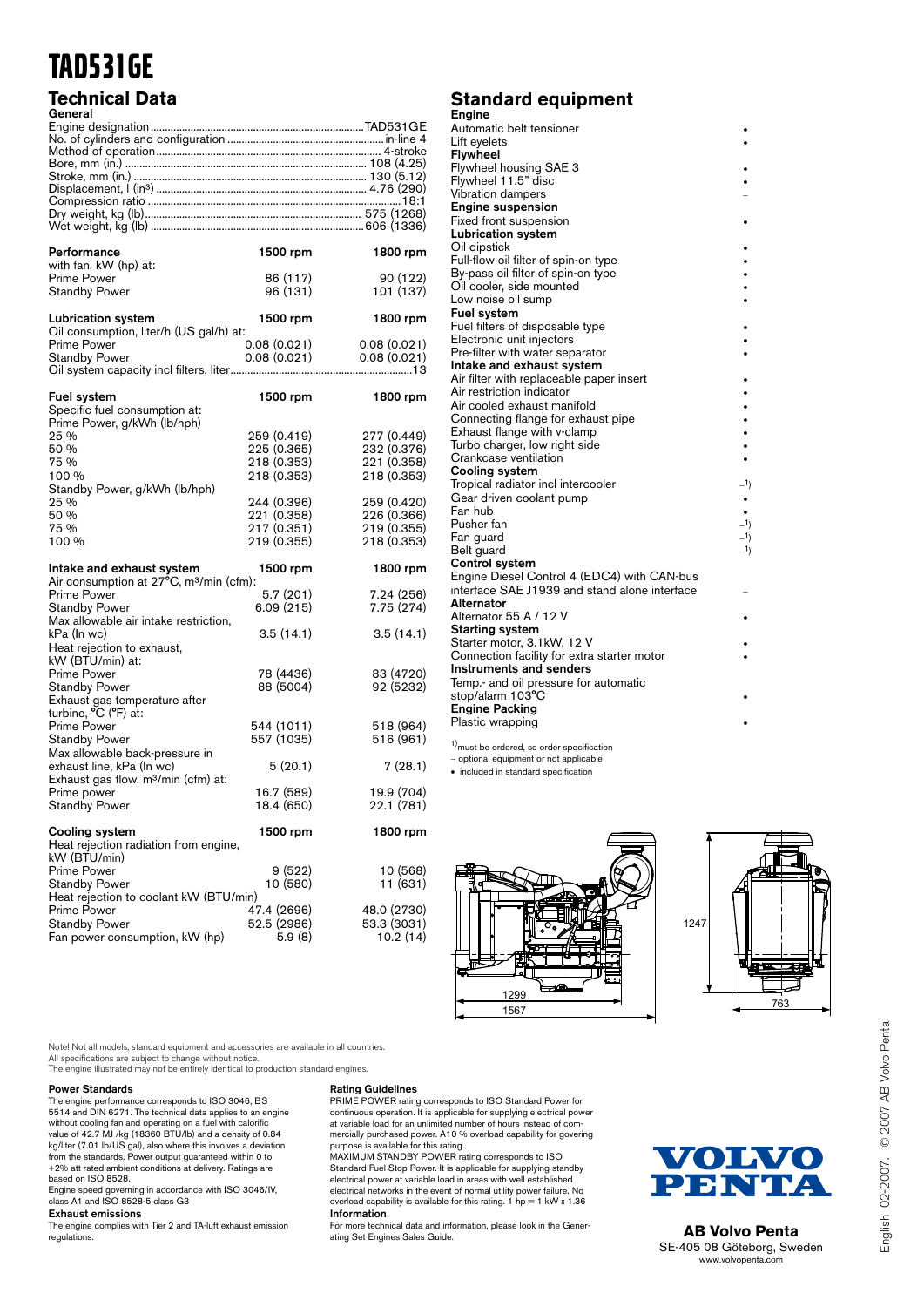# TAD531GE

## Technical Data

### General

| | |
|---|---|
| Engine designation | TAD531GE |
| No. of cylinders and configuration | in-line 4 |
| Method of operation | 4-stroke |
| Bore, mm (in.) | 108 (4.25) |
| Stroke, mm (in.) | 130 (5.12) |
| Displacement, l (in³) | 4.76 (290) |
| Compression ratio | 18:1 |
| Dry weight, kg (lb) | 575 (1268) |
| Wet weight, kg (lb) | 606 (1336) |

| Performance | 1500 rpm | 1800 rpm |
|---|---|---|
| with fan, kW (hp) at: | | |
| Prime Power | 86 (117) | 90 (122) |
| Standby Power | 96 (131) | 101 (137) |

| Lubrication system | 1500 rpm | 1800 rpm |
|---|---|---|
| Oil consumption, liter/h (US gal/h) at: | | |
| Prime Power | 0.08 (0.021) | 0.08 (0.021) |
| Standby Power | 0.08 (0.021) | 0.08 (0.021) |
| Oil system capacity incl filters, liter | | 13 |

| Fuel system | 1500 rpm | 1800 rpm |
|---|---|---|
| Specific fuel consumption at: | | |
| Prime Power, g/kWh (lb/hph) | | |
| 25 % | 259 (0.419) | 277 (0.449) |
| 50 % | 225 (0.365) | 232 (0.376) |
| 75 % | 218 (0.353) | 221 (0.358) |
| 100 % | 218 (0.353) | 218 (0.353) |
| Standby Power, g/kWh (lb/hph) | | |
| 25 % | 244 (0.396) | 259 (0.420) |
| 50 % | 221 (0.358) | 226 (0.366) |
| 75 % | 217 (0.351) | 219 (0.355) |
| 100 % | 219 (0.355) | 218 (0.353) |

| Intake and exhaust system | 1500 rpm | 1800 rpm |
|---|---|---|
| Air consumption at 27°C, m³/min (cfm): | | |
| Prime Power | 5.7 (201) | 7.24 (256) |
| Standby Power | 6.09 (215) | 7.75 (274) |
| Max allowable air intake restriction, kPa (In wc) | 3.5 (14.1) | 3.5 (14.1) |
| Heat rejection to exhaust, kW (BTU/min) at: | | |
| Prime Power | 78 (4436) | 83 (4720) |
| Standby Power | 88 (5004) | 92 (5232) |
| Exhaust gas temperature after turbine, °C (°F) at: | | |
| Prime Power | 544 (1011) | 518 (964) |
| Standby Power | 557 (1035) | 516 (961) |
| Max allowable back-pressure in exhaust line, kPa (In wc) | 5 (20.1) | 7 (28.1) |
| Exhaust gas flow, m³/min (cfm) at: | | |
| Prime power | 16.7 (589) | 19.9 (704) |
| Standby Power | 18.4 (650) | 22.1 (781) |

| Cooling system | 1500 rpm | 1800 rpm |
|---|---|---|
| Heat rejection radiation from engine, kW (BTU/min) | | |
| Prime Power | 9 (522) | 10 (568) |
| Standby Power | 10 (580) | 11 (631) |
| Heat rejection to coolant kW (BTU/min) | | |
| Prime Power | 47.4 (2696) | 48.0 (2730) |
| Standby Power | 52.5 (2986) | 53.3 (3031) |
| Fan power consumption, kW (hp) | 5.9 (8) | 10.2 (14) |

## Standard equipment

| | |
|---|---|
| **Engine** | |
| Automatic belt tensioner | • |
| Lift eyelets | • |
| **Flywheel** | |
| Flywheel housing SAE 3 | • |
| Flywheel 11.5" disc | • |
| Vibration dampers | – |
| **Engine suspension** | |
| Fixed front suspension | • |
| **Lubrication system** | |
| Oil dipstick | • |
| Full-flow oil filter of spin-on type | • |
| By-pass oil filter of spin-on type | • |
| Oil cooler, side mounted | • |
| Low noise oil sump | • |
| **Fuel system** | |
| Fuel filters of disposable type | • |
| Electronic unit injectors | • |
| Pre-filter with water separator | • |
| **Intake and exhaust system** | |
| Air filter with replaceable paper insert | • |
| Air restriction indicator | • |
| Air cooled exhaust manifold | • |
| Connecting flange for exhaust pipe | • |
| Exhaust flange with v-clamp | • |
| Turbo charger, low right side | • |
| Crankcase ventilation | • |
| **Cooling system** | |
| Tropical radiator incl intercooler | –[1] |
| Gear driven coolant pump | • |
| Fan hub | • |
| Pusher fan | –[1] |
| Fan guard | –[1] |
| Belt guard | –[1] |
| **Control system** | |
| Engine Diesel Control 4 (EDC4) with CAN-bus interface SAE J1939 and stand alone interface | – |
| **Alternator** | |
| Alternator 55 A / 12 V | • |
| **Starting system** | |
| Starter motor, 3.1kW, 12 V | • |
| Connection facility for extra starter motor | • |
| **Instruments and senders** | |
| Temp.- and oil pressure for automatic stop/alarm 103°C | • |
| **Engine Packing** | |
| Plastic wrapping | • |

[1] must be ordered, se order specification
– optional equipment or not applicable
• included in standard specification

1299
1567
1247
763

Note! Not all models, standard equipment and accessories are available in all countries.
All specifications are subject to change without notice.
The engine illustrated may not be entirely identical to production standard engines.

**Power Standards**
The engine performance corresponds to ISO 3046, BS 5514 and DIN 6271. The technical data applies to an engine without cooling fan and operating on a fuel with calorific value of 42.7 MJ /kg (18360 BTU/lb) and a density of 0.84 kg/liter (7.01 lb/US gal), also where this involves a deviation from the standards. Power output guaranteed within 0 to +2% att rated ambient conditions at delivery. Ratings are based on ISO 8528.
Engine speed governing in accordance with ISO 3046/IV, class A1 and ISO 8528-5 class G3

**Exhaust emissions**
The engine complies with Tier 2 and TA-luft exhaust emission regulations.

**Rating Guidelines**
PRIME POWER rating corresponds to ISO Standard Power for continuous operation. It is applicable for supplying electrical power at variable load for an unlimited number of hours instead of commercially purchased power. A10 % overload capability for governing purpose is available for this rating.
MAXIMUM STANDBY POWER rating corresponds to ISO Standard Fuel Stop Power. It is applicable for supplying standby electrical power at variable load in areas with well established electrical networks in the event of normal utility power failure. No overload capability is available for this rating. 1 hp = 1 kW x 1.36

**Information**
For more technical data and information, please look in the Generating Set Engines Sales Guide.

VOLVO PENTA

**AB Volvo Penta**
SE-405 08 Göteborg, Sweden
www.volvopenta.com

English 02-2007. © 2007 AB Volvo Penta